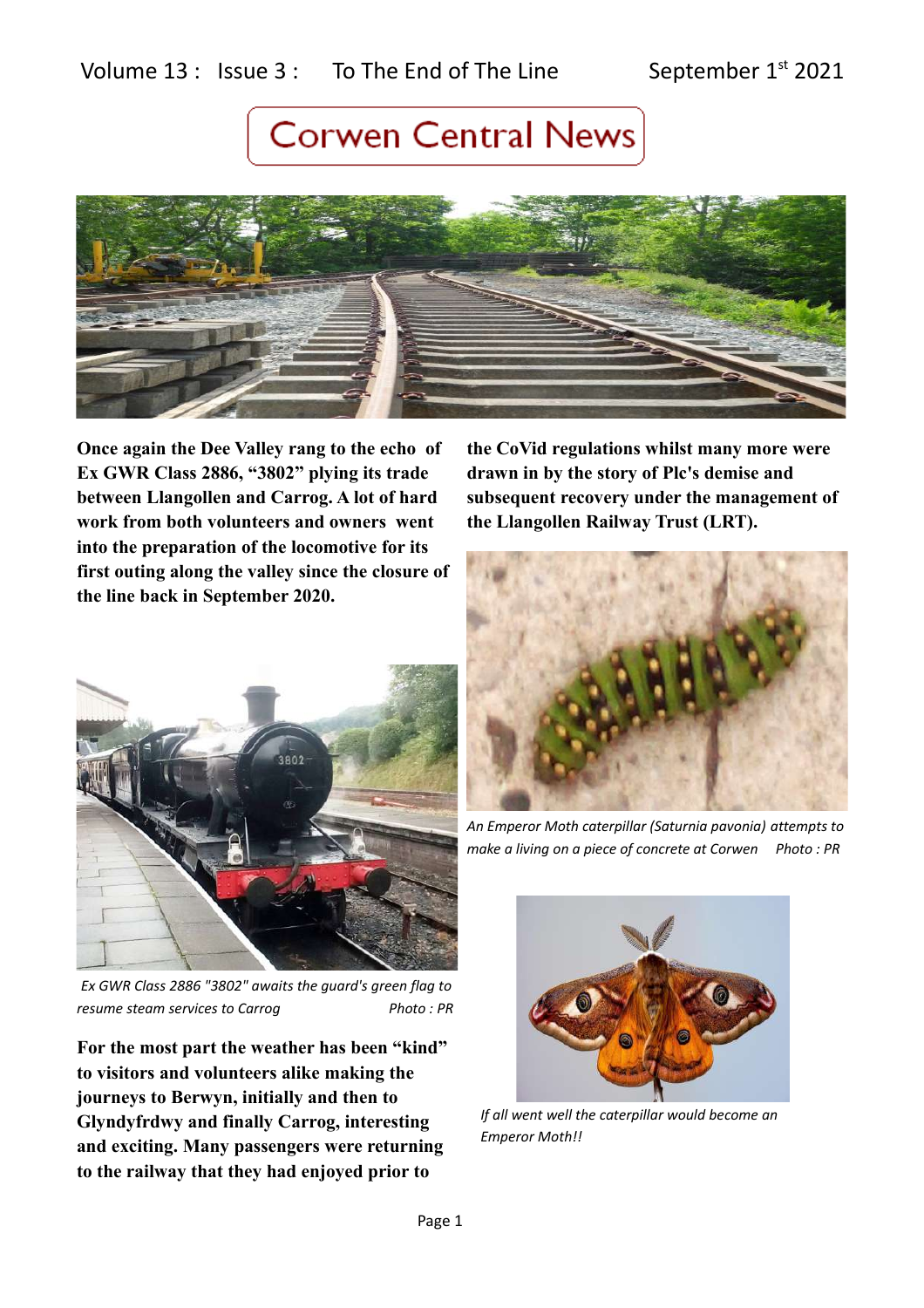Volume 13 : Issue 3 : To The End of The Line September 1st 2021

# Corwen Central News

**Once again the Dee Valley rang to the echo of Ex GWR Class 2886, "3802" plying its trade between Llangollen and Carrog. A lot of hard work from both volunteers and owners went into the preparation of the locomotive for its first outing along the valley since the closure of the line back in September 2020.**

*Ex GWR Class 2886 "3802" awaits the guard's green flag to resume steam services to Carrog Photo : PR*

**For the most part the weather has been "kind" to visitors and volunteers alike making the journeys to Berwyn, initially and then to Glyndyfrdwy and finally Carrog, interesting and exciting. Many passengers were returning to the railway that they had enjoyed prior to the CoVid regulations whilst many more were drawn in by the story of Plc's demise and subsequent recovery under the management of the Llangollen Railway Trust (LRT).**

*An Emperor Moth caterpillar (Saturnia pavonia) attempts to make a living on a piece of concrete at Corwen Photo : PR*

*If all went well the caterpillar would become an Emperor Moth!!*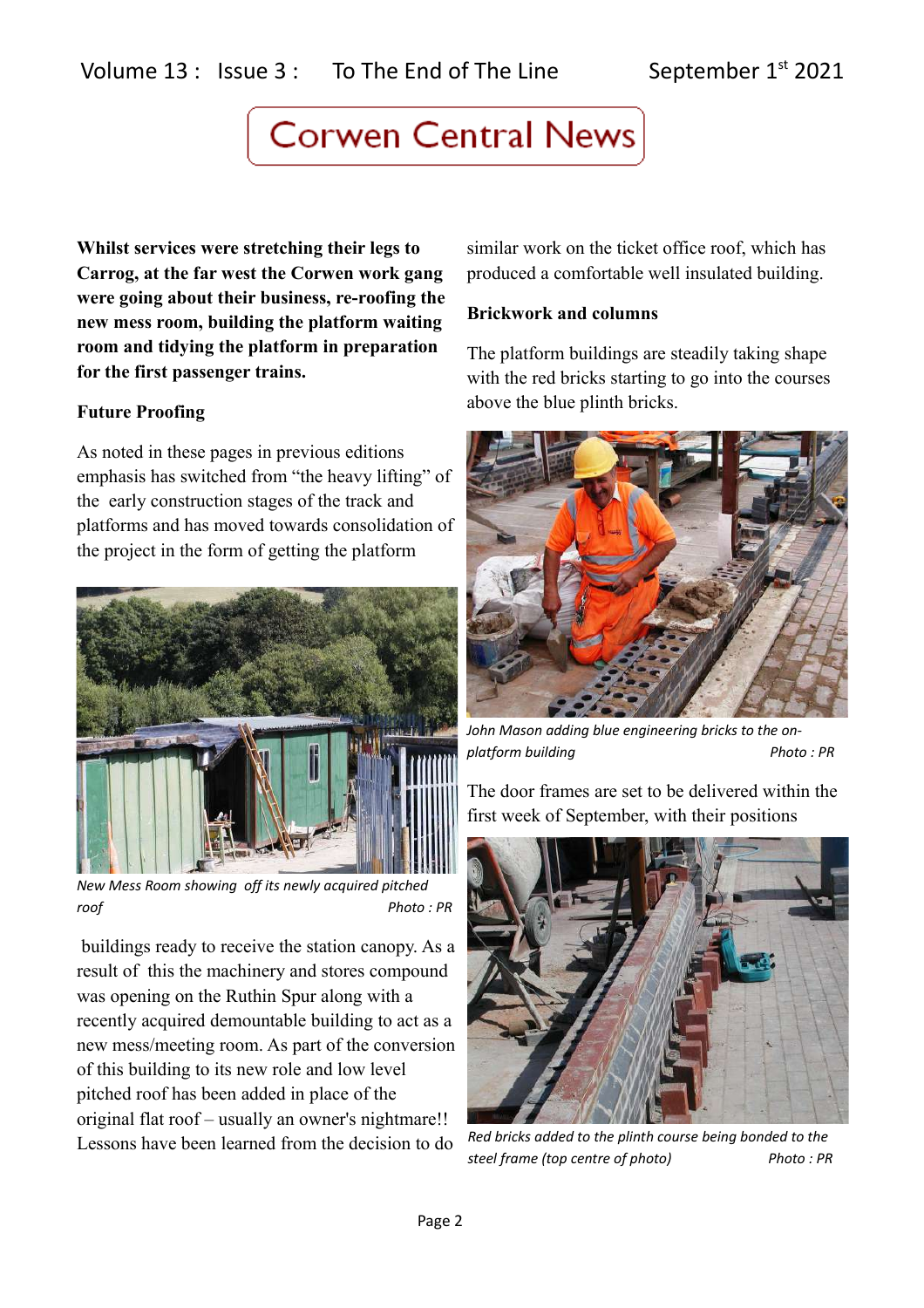# Corwen Central News

**Whilst services were stretching their legs to Carrog, at the far west the Corwen work gang were going about their business, re-roofing the new mess room, building the platform waiting room and tidying the platform in preparation for the first passenger trains.**

### Future Proofing

As noted in these pages in previous editions emphasis has switched from "the heavy lifting" of the early construction stages of the track and platforms and has moved towards consolidation of the project in the form of getting the platform buildings ready to receive the station canopy. As a result of this the machinery and stores compound was opening on the Ruthin Spur along with a recently acquired demountable building to act as a new mess/meeting room. As part of the conversion of this building to its new role and low level pitched roof has been added in place of the original flat roof – usually an owner's nightmare!! Lessons have been learned from the decision to do similar work on the ticket office roof, which has produced a comfortable well insulated building.

*New Mess Room showing off its newly acquired pitched roof* — *Photo : PR*

### Brickwork and columns

The platform buildings are steadily taking shape with the red bricks starting to go into the courses above the blue plinth bricks.

*John Mason adding blue engineering bricks to the on-platform building* — *Photo : PR*

The door frames are set to be delivered within the first week of September, with their positions

*Red bricks added to the plinth course being bonded to the steel frame (top centre of photo)* — *Photo : PR*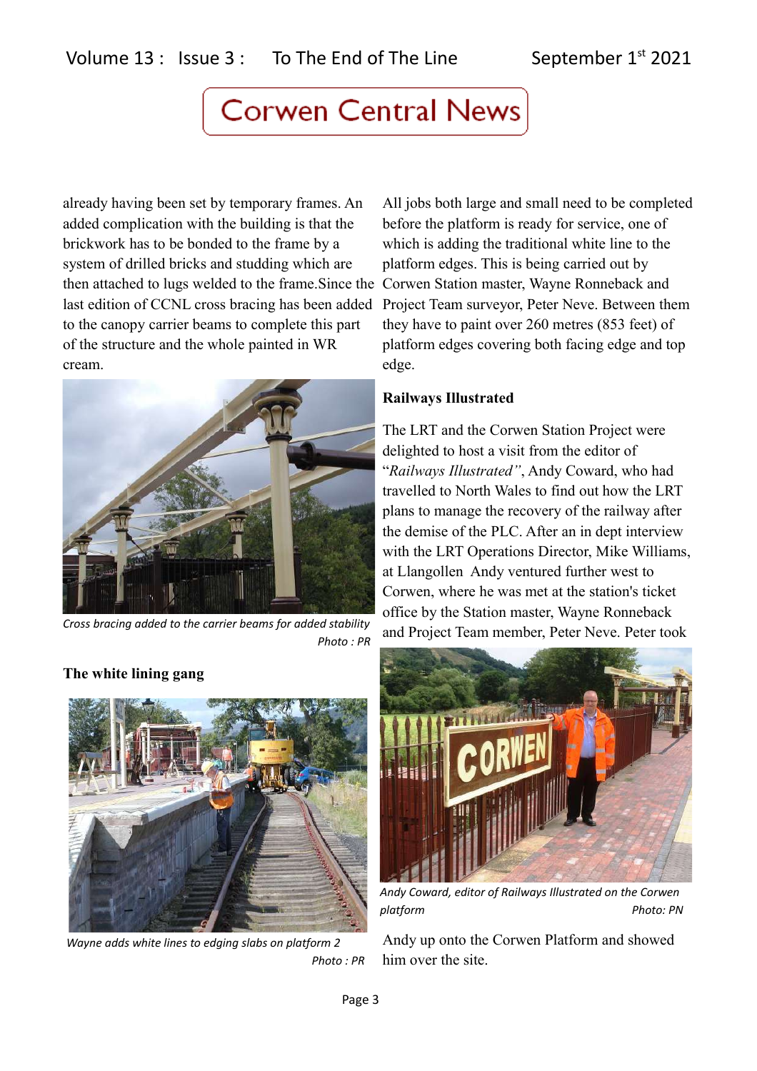already having been set by temporary frames. An added complication with the building is that the brickwork has to be bonded to the frame by a system of drilled bricks and studding which are then attached to lugs welded to the frame.Since the last edition of CCNL cross bracing has been added to the canopy carrier beams to complete this part of the structure and the whole painted in WR cream.

*Cross bracing added to the carrier beams for added stability*
*Photo : PR*

**The white lining gang**

*Wayne adds white lines to edging slabs on platform 2*
*Photo : PR*

All jobs both large and small need to be completed before the platform is ready for service, one of which is adding the traditional white line to the platform edges. This is being carried out by Corwen Station master, Wayne Ronneback and Project Team surveyor, Peter Neve. Between them they have to paint over 260 metres (853 feet) of platform edges covering both facing edge and top edge.

**Railways Illustrated**

The LRT and the Corwen Station Project were delighted to host a visit from the editor of "*Railways Illustrated"*, Andy Coward, who had travelled to North Wales to find out how the LRT plans to manage the recovery of the railway after the demise of the PLC. After an in dept interview with the LRT Operations Director, Mike Williams, at Llangollen Andy ventured further west to Corwen, where he was met at the station's ticket office by the Station master, Wayne Ronneback and Project Team member, Peter Neve. Peter took Andy up onto the Corwen Platform and showed him over the site.

*Andy Coward, editor of Railways Illustrated on the Corwen platform* *Photo: PN*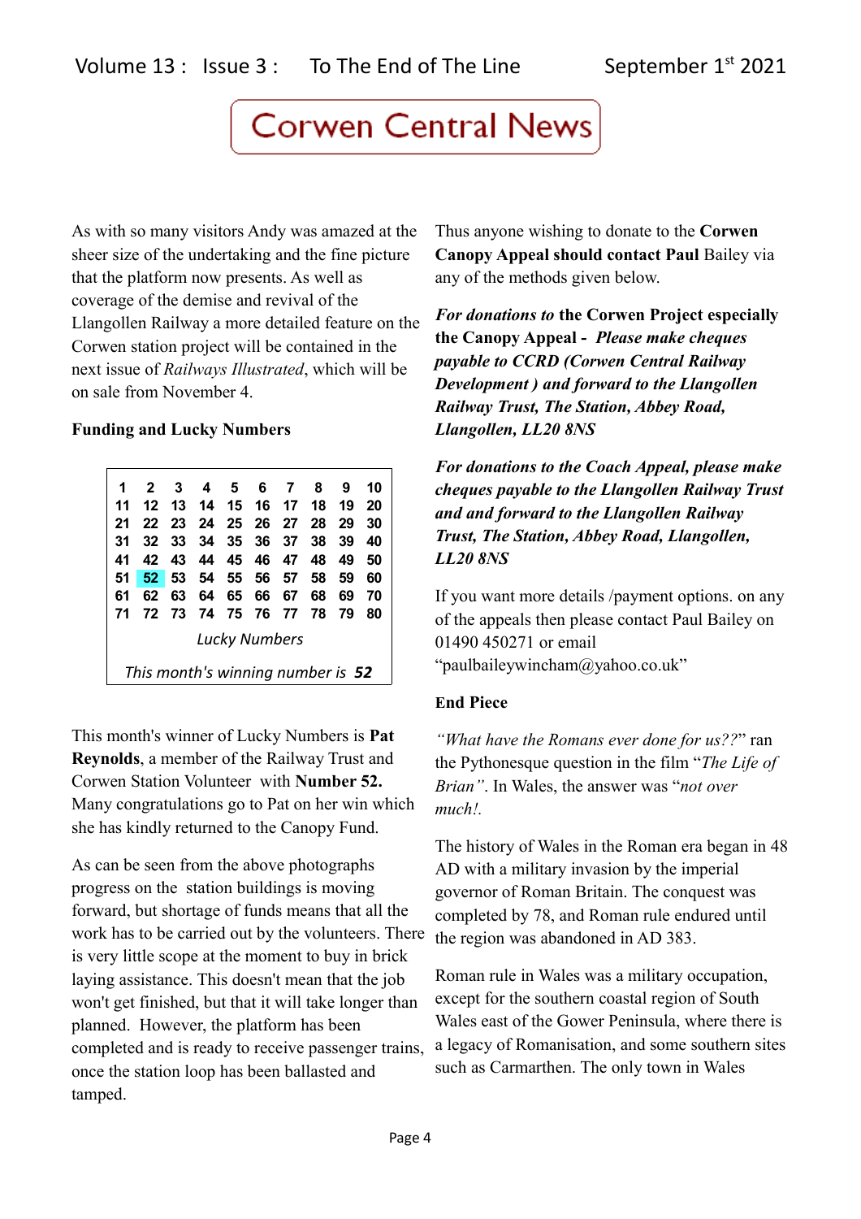As with so many visitors Andy was amazed at the sheer size of the undertaking and the fine picture that the platform now presents. As well as coverage of the demise and revival of the Llangollen Railway a more detailed feature on the Corwen station project will be contained in the next issue of *Railways Illustrated*, which will be on sale from November 4.

**Funding and Lucky Numbers**

| 1 | 2 | 3 | 4 | 5 | 6 | 7 | 8 | 9 | 10 |
|---|---|---|---|---|---|---|---|---|---|
| 11 | 12 | 13 | 14 | 15 | 16 | 17 | 18 | 19 | 20 |
| 21 | 22 | 23 | 24 | 25 | 26 | 27 | 28 | 29 | 30 |
| 31 | 32 | 33 | 34 | 35 | 36 | 37 | 38 | 39 | 40 |
| 41 | 42 | 43 | 44 | 45 | 46 | 47 | 48 | 49 | 50 |
| 51 | 52 | 53 | 54 | 55 | 56 | 57 | 58 | 59 | 60 |
| 61 | 62 | 63 | 64 | 65 | 66 | 67 | 68 | 69 | 70 |
| 71 | 72 | 73 | 74 | 75 | 76 | 77 | 78 | 79 | 80 |

*Lucky Numbers*

*This month's winning number is* ***52***

This month's winner of Lucky Numbers is **Pat Reynolds**, a member of the Railway Trust and Corwen Station Volunteer with **Number 52.** Many congratulations go to Pat on her win which she has kindly returned to the Canopy Fund.

As can be seen from the above photographs progress on the station buildings is moving forward, but shortage of funds means that all the work has to be carried out by the volunteers. There is very little scope at the moment to buy in brick laying assistance. This doesn't mean that the job won't get finished, but that it will take longer than planned. However, the platform has been completed and is ready to receive passenger trains, once the station loop has been ballasted and tamped.

Thus anyone wishing to donate to the **Corwen Canopy Appeal should contact Paul** Bailey via any of the methods given below.

***For donations to* the Corwen Project especially the Canopy Appeal - *Please make cheques payable to CCRD (Corwen Central Railway Development ) and forward to the Llangollen Railway Trust, The Station, Abbey Road, Llangollen, LL20 8NS***

***For donations to the Coach Appeal, please make cheques payable to the Llangollen Railway Trust and and forward to the Llangollen Railway Trust, The Station, Abbey Road, Llangollen, LL20 8NS***

If you want more details /payment options. on any of the appeals then please contact Paul Bailey on 01490 450271 or email "paulbaileywincham@yahoo.co.uk"

**End Piece**

*"What have the Romans ever done for us??*" ran the Pythonesque question in the film "*The Life of Brian"*. In Wales, the answer was "*not over much!.*

The history of Wales in the Roman era began in 48 AD with a military invasion by the imperial governor of Roman Britain. The conquest was completed by 78, and Roman rule endured until the region was abandoned in AD 383.

Roman rule in Wales was a military occupation, except for the southern coastal region of South Wales east of the Gower Peninsula, where there is a legacy of Romanisation, and some southern sites such as Carmarthen. The only town in Wales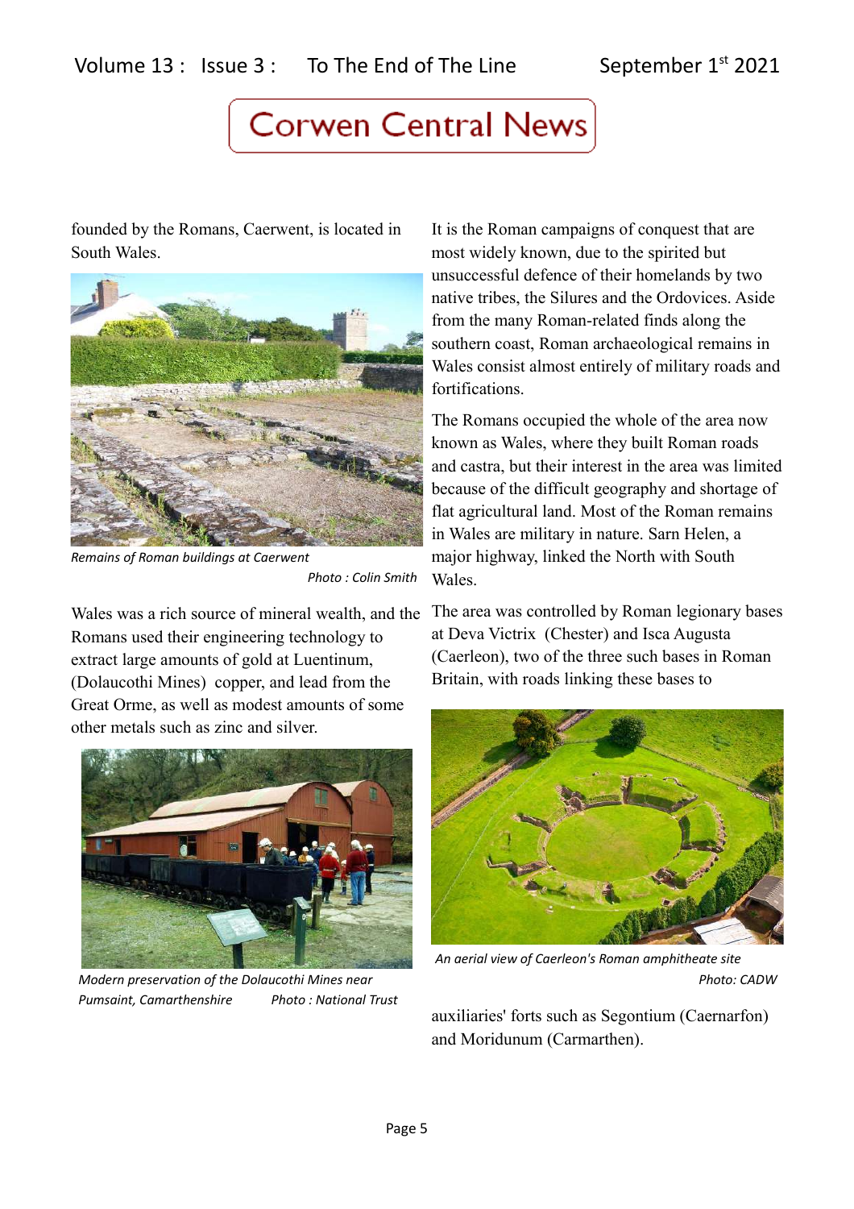founded by the Romans, Caerwent, is located in South Wales.

*Remains of Roman buildings at Caerwent*
*Photo : Colin Smith*

Wales was a rich source of mineral wealth, and the Romans used their engineering technology to extract large amounts of gold at Luentinum, (Dolaucothi Mines) copper, and lead from the Great Orme, as well as modest amounts of some other metals such as zinc and silver.

*Modern preservation of the Dolaucothi Mines near Pumsaint, Camarthenshire* *Photo : National Trust*

It is the Roman campaigns of conquest that are most widely known, due to the spirited but unsuccessful defence of their homelands by two native tribes, the Silures and the Ordovices. Aside from the many Roman-related finds along the southern coast, Roman archaeological remains in Wales consist almost entirely of military roads and fortifications.

The Romans occupied the whole of the area now known as Wales, where they built Roman roads and castra, but their interest in the area was limited because of the difficult geography and shortage of flat agricultural land. Most of the Roman remains in Wales are military in nature. Sarn Helen, a major highway, linked the North with South Wales.

The area was controlled by Roman legionary bases at Deva Victrix (Chester) and Isca Augusta (Caerleon), two of the three such bases in Roman Britain, with roads linking these bases to

*An aerial view of Caerleon's Roman amphitheate site*
*Photo: CADW*

auxiliaries' forts such as Segontium (Caernarfon) and Moridunum (Carmarthen).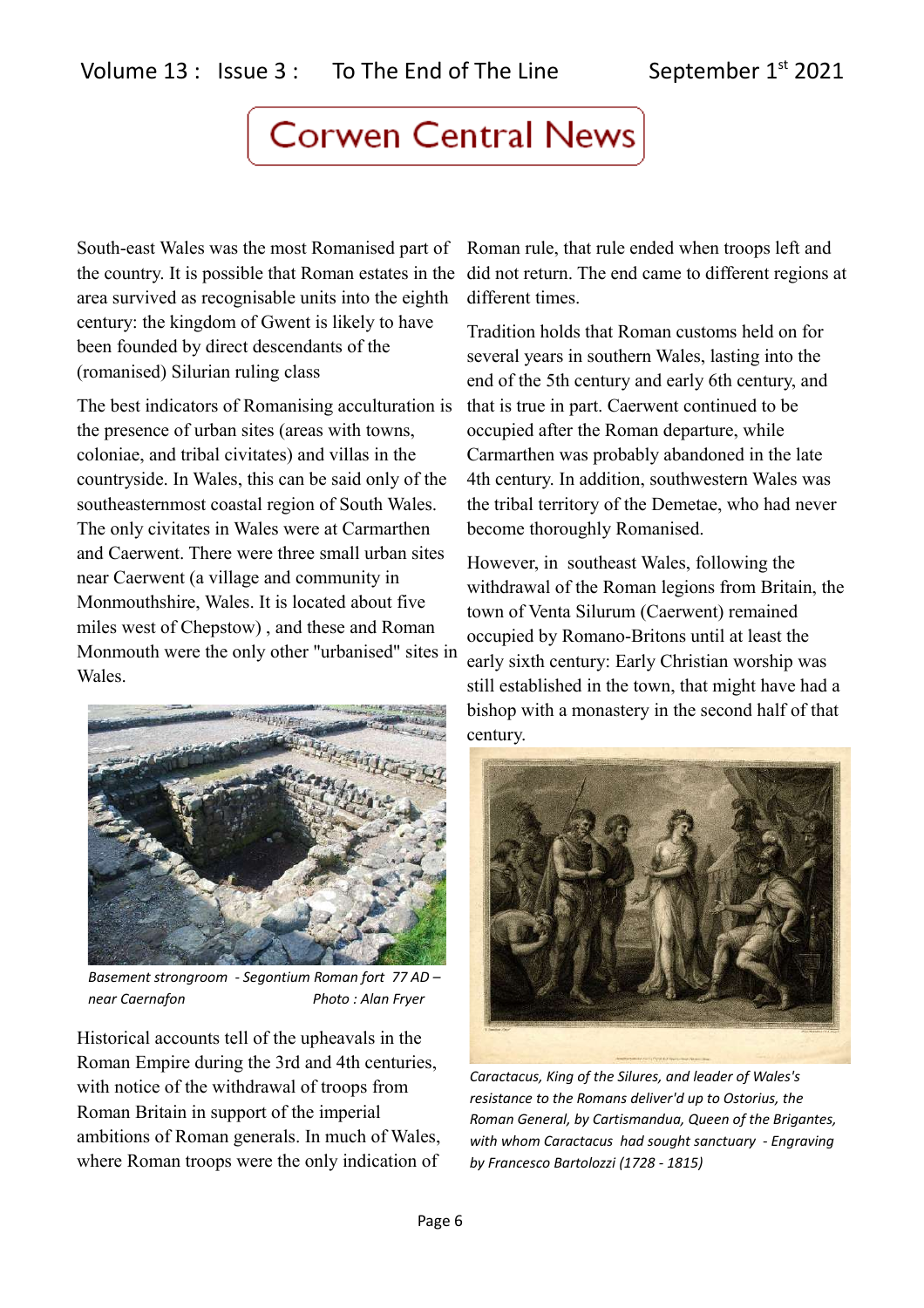South-east Wales was the most Romanised part of the country. It is possible that Roman estates in the area survived as recognisable units into the eighth century: the kingdom of Gwent is likely to have been founded by direct descendants of the (romanised) Silurian ruling class

The best indicators of Romanising acculturation is the presence of urban sites (areas with towns, coloniae, and tribal civitates) and villas in the countryside. In Wales, this can be said only of the southeasternmost coastal region of South Wales. The only civitates in Wales were at Carmarthen and Caerwent. There were three small urban sites near Caerwent (a village and community in Monmouthshire, Wales. It is located about five miles west of Chepstow) , and these and Roman Monmouth were the only other "urbanised" sites in Wales.

*Basement strongroom - Segontium Roman fort 77 AD – near Caernafon Photo : Alan Fryer*

Historical accounts tell of the upheavals in the Roman Empire during the 3rd and 4th centuries, with notice of the withdrawal of troops from Roman Britain in support of the imperial ambitions of Roman generals. In much of Wales, where Roman troops were the only indication of Roman rule, that rule ended when troops left and did not return. The end came to different regions at different times.

Tradition holds that Roman customs held on for several years in southern Wales, lasting into the end of the 5th century and early 6th century, and that is true in part. Caerwent continued to be occupied after the Roman departure, while Carmarthen was probably abandoned in the late 4th century. In addition, southwestern Wales was the tribal territory of the Demetae, who had never become thoroughly Romanised.

However, in southeast Wales, following the withdrawal of the Roman legions from Britain, the town of Venta Silurum (Caerwent) remained occupied by Romano-Britons until at least the early sixth century: Early Christian worship was still established in the town, that might have had a bishop with a monastery in the second half of that century.

*Caractacus, King of the Silures, and leader of Wales's resistance to the Romans deliver'd up to Ostorius, the Roman General, by Cartismandua, Queen of the Brigantes, with whom Caractacus had sought sanctuary - Engraving by Francesco Bartolozzi (1728 - 1815)*